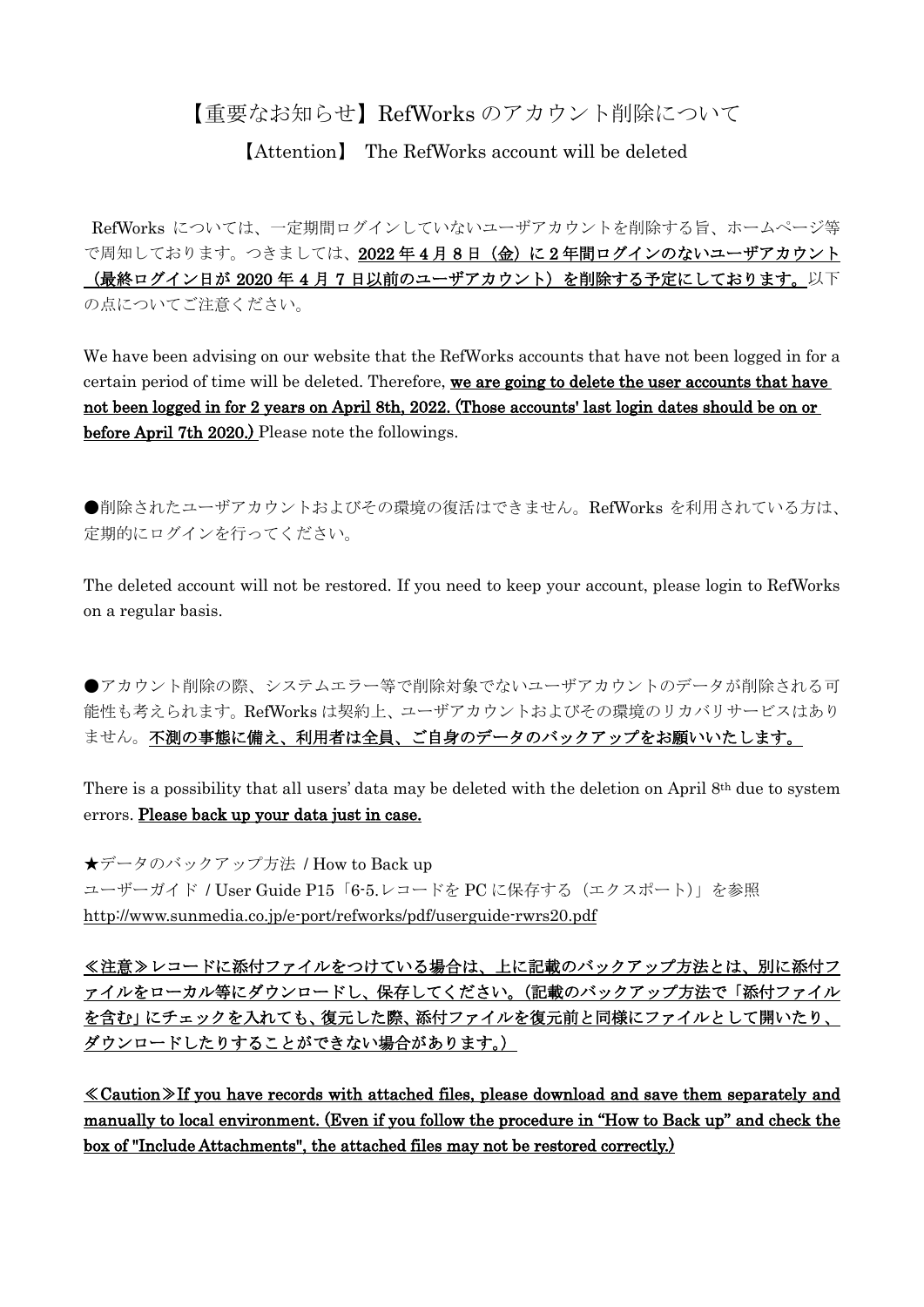# 【重要なお知らせ】RefWorks のアカウント削除について

## 【Attention】 The RefWorks account will be deleted

RefWorks については、一定期間ログインしていないユーザアカウントを削除する旨、ホームページ等で周知しております。つきましては、**2022 年 4 月 8 日（金）に 2 年間ログインのないユーザアカウント（最終ログイン日が 2020 年 4 月 7 日以前のユーザアカウント）を削除する予定にしております。**以下の点についてご注意ください。

We have been advising on our website that the RefWorks accounts that have not been logged in for a certain period of time will be deleted. Therefore, **we are going to delete the user accounts that have not been logged in for 2 years on April 8th, 2022. (Those accounts' last login dates should be on or before April 7th 2020.)** Please note the followings.

●削除されたユーザアカウントおよびその環境の復活はできません。RefWorks を利用されている方は、定期的にログインを行ってください。

The deleted account will not be restored. If you need to keep your account, please login to RefWorks on a regular basis.

●アカウント削除の際、システムエラー等で削除対象でないユーザアカウントのデータが削除される可能性も考えられます。RefWorks は契約上、ユーザアカウントおよびその環境のリカバリサービスはありません。**不測の事態に備え、利用者は全員、ご自身のデータのバックアップをお願いいたします。**

There is a possibility that all users' data may be deleted with the deletion on April 8th due to system errors. **Please back up your data just in case.**

★データのバックアップ方法 / How to Back up
ユーザーガイド / User Guide P15「6-5.レコードを PC に保存する（エクスポート）」を参照
http://www.sunmedia.co.jp/e-port/refworks/pdf/userguide-rwrs20.pdf

**≪注意≫レコードに添付ファイルをつけている場合は、上に記載のバックアップ方法とは、別に添付ファイルをローカル等にダウンロードし、保存してください。（記載のバックアップ方法で「添付ファイルを含む」にチェックを入れても、復元した際、添付ファイルを復元前と同様にファイルとして開いたり、ダウンロードしたりすることができない場合があります。）**

**≪Caution≫If you have records with attached files, please download and save them separately and manually to local environment. (Even if you follow the procedure in "How to Back up" and check the box of "Include Attachments", the attached files may not be restored correctly.)**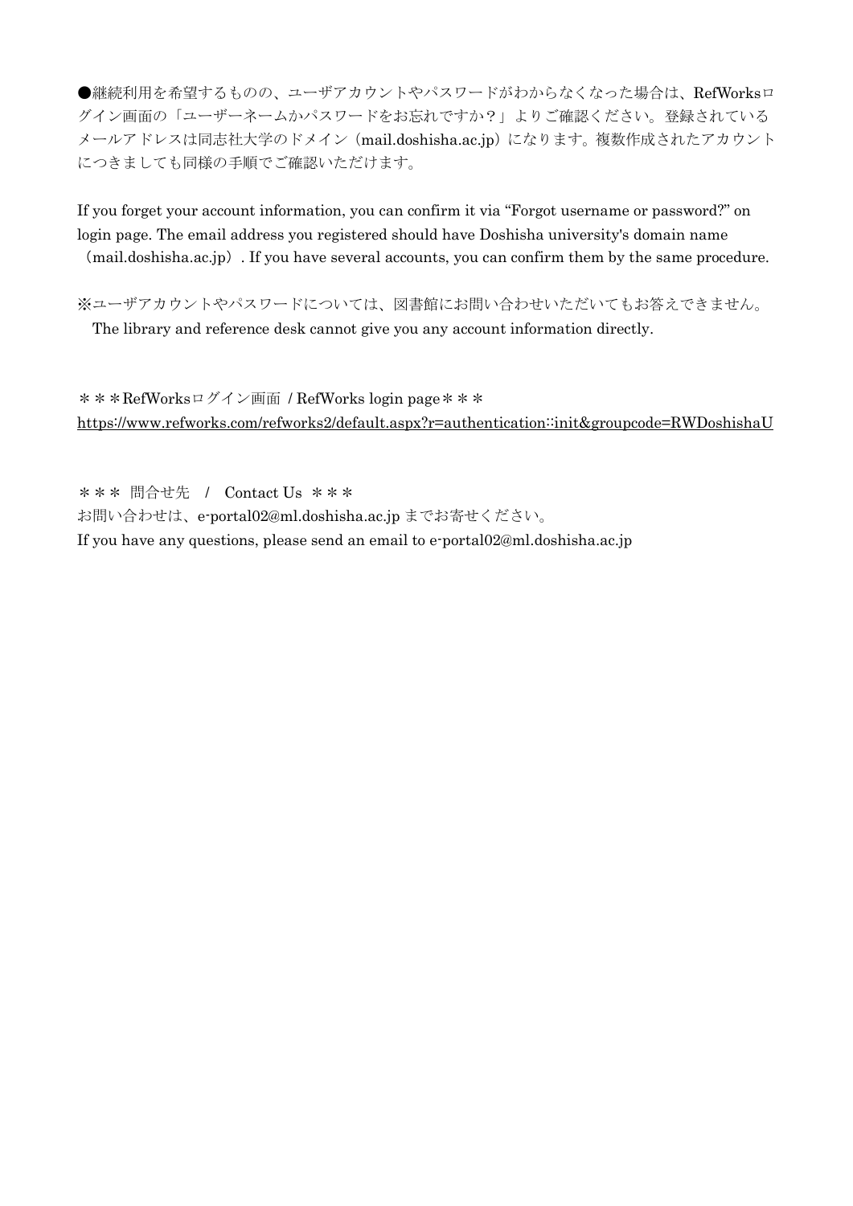●継続利用を希望するものの、ユーザアカウントやパスワードがわからなくなった場合は、RefWorksログイン画面の「ユーザーネームかパスワードをお忘れですか？」よりご確認ください。登録されているメールアドレスは同志社大学のドメイン（mail.doshisha.ac.jp）になります。複数作成されたアカウントにつきましても同様の手順でご確認いただけます。

If you forget your account information, you can confirm it via "Forgot username or password?" on login page. The email address you registered should have Doshisha university's domain name（mail.doshisha.ac.jp）. If you have several accounts, you can confirm them by the same procedure.

※ユーザアカウントやパスワードについては、図書館にお問い合わせいただいてもお答えできません。
The library and reference desk cannot give you any account information directly.

＊＊＊RefWorksログイン画面 / RefWorks login page＊＊＊
https://www.refworks.com/refworks2/default.aspx?r=authentication::init&groupcode=RWDoshishaU

＊＊＊ 問合せ先 / Contact Us ＊＊＊
お問い合わせは、e-portal02@ml.doshisha.ac.jp までお寄せください。
If you have any questions, please send an email to e-portal02@ml.doshisha.ac.jp